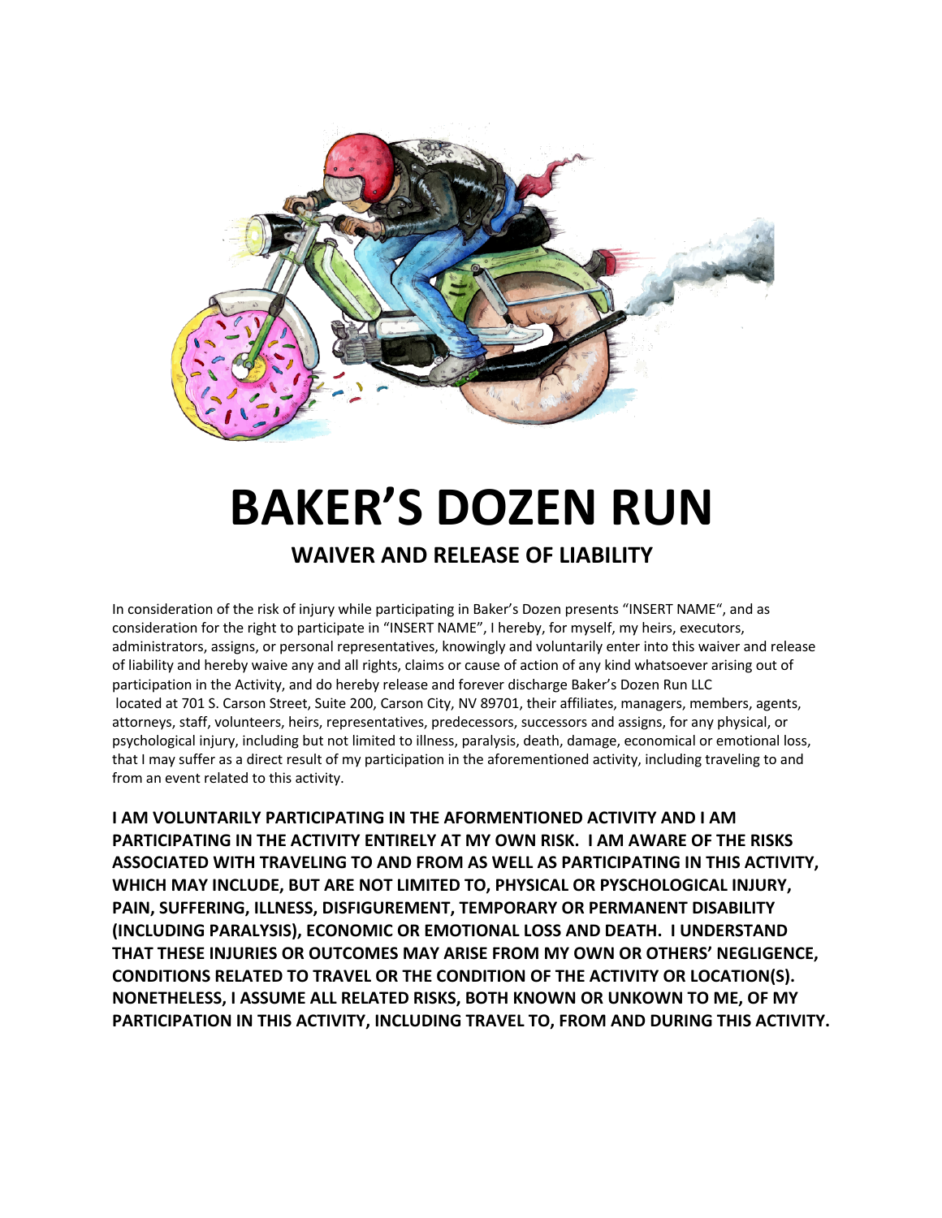# BAKER’S DOZEN RUN

## WAIVER AND RELEASE OF LIABILITY

In consideration of the risk of injury while participating in Baker’s Dozen presents “INSERT NAME“, and as consideration for the right to participate in “INSERT NAME”, I hereby, for myself, my heirs, executors, administrators, assigns, or personal representatives, knowingly and voluntarily enter into this waiver and release of liability and hereby waive any and all rights, claims or cause of action of any kind whatsoever arising out of participation in the Activity, and do hereby release and forever discharge Baker’s Dozen Run LLC located at 701 S. Carson Street, Suite 200, Carson City, NV 89701, their affiliates, managers, members, agents, attorneys, staff, volunteers, heirs, representatives, predecessors, successors and assigns, for any physical, or psychological injury, including but not limited to illness, paralysis, death, damage, economical or emotional loss, that I may suffer as a direct result of my participation in the aforementioned activity, including traveling to and from an event related to this activity.

**I AM VOLUNTARILY PARTICIPATING IN THE AFORMENTIONED ACTIVITY AND I AM PARTICIPATING IN THE ACTIVITY ENTIRELY AT MY OWN RISK. I AM AWARE OF THE RISKS ASSOCIATED WITH TRAVELING TO AND FROM AS WELL AS PARTICIPATING IN THIS ACTIVITY, WHICH MAY INCLUDE, BUT ARE NOT LIMITED TO, PHYSICAL OR PYSCHOLOGICAL INJURY, PAIN, SUFFERING, ILLNESS, DISFIGUREMENT, TEMPORARY OR PERMANENT DISABILITY (INCLUDING PARALYSIS), ECONOMIC OR EMOTIONAL LOSS AND DEATH. I UNDERSTAND THAT THESE INJURIES OR OUTCOMES MAY ARISE FROM MY OWN OR OTHERS’ NEGLIGENCE, CONDITIONS RELATED TO TRAVEL OR THE CONDITION OF THE ACTIVITY OR LOCATION(S). NONETHELESS, I ASSUME ALL RELATED RISKS, BOTH KNOWN OR UNKOWN TO ME, OF MY PARTICIPATION IN THIS ACTIVITY, INCLUDING TRAVEL TO, FROM AND DURING THIS ACTIVITY.**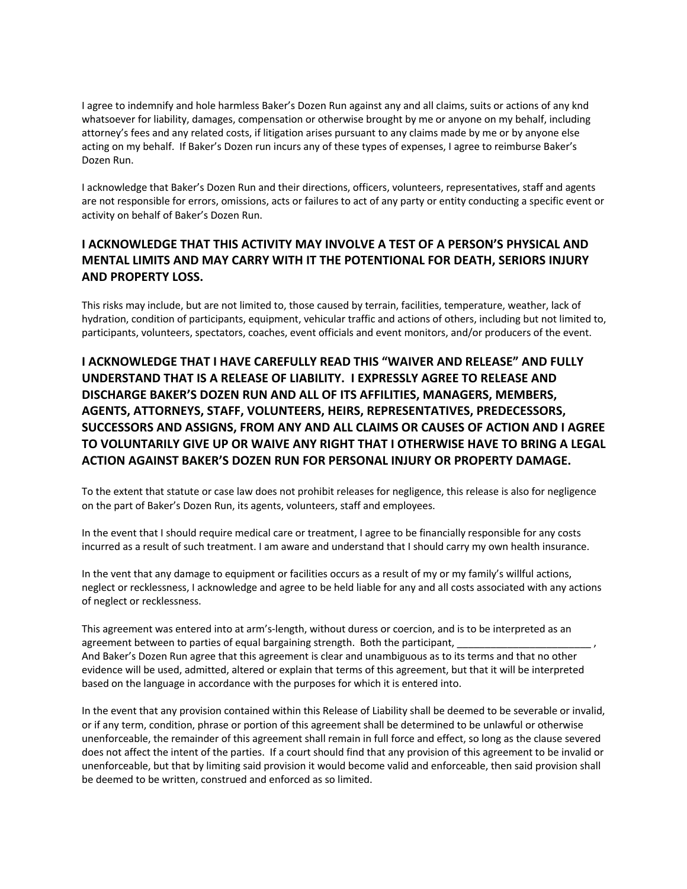I agree to indemnify and hole harmless Baker's Dozen Run against any and all claims, suits or actions of any knd whatsoever for liability, damages, compensation or otherwise brought by me or anyone on my behalf, including attorney's fees and any related costs, if litigation arises pursuant to any claims made by me or by anyone else acting on my behalf. If Baker's Dozen run incurs any of these types of expenses, I agree to reimburse Baker's Dozen Run.

I acknowledge that Baker's Dozen Run and their directions, officers, volunteers, representatives, staff and agents are not responsible for errors, omissions, acts or failures to act of any party or entity conducting a specific event or activity on behalf of Baker's Dozen Run.

### I ACKNOWLEDGE THAT THIS ACTIVITY MAY INVOLVE A TEST OF A PERSON'S PHYSICAL AND MENTAL LIMITS AND MAY CARRY WITH IT THE POTENTIONAL FOR DEATH, SERIORS INJURY AND PROPERTY LOSS.

This risks may include, but are not limited to, those caused by terrain, facilities, temperature, weather, lack of hydration, condition of participants, equipment, vehicular traffic and actions of others, including but not limited to, participants, volunteers, spectators, coaches, event officials and event monitors, and/or producers of the event.

### I ACKNOWLEDGE THAT I HAVE CAREFULLY READ THIS "WAIVER AND RELEASE" AND FULLY UNDERSTAND THAT IS A RELEASE OF LIABILITY. I EXPRESSLY AGREE TO RELEASE AND DISCHARGE BAKER'S DOZEN RUN AND ALL OF ITS AFFILITIES, MANAGERS, MEMBERS, AGENTS, ATTORNEYS, STAFF, VOLUNTEERS, HEIRS, REPRESENTATIVES, PREDECESSORS, SUCCESSORS AND ASSIGNS, FROM ANY AND ALL CLAIMS OR CAUSES OF ACTION AND I AGREE TO VOLUNTARILY GIVE UP OR WAIVE ANY RIGHT THAT I OTHERWISE HAVE TO BRING A LEGAL ACTION AGAINST BAKER'S DOZEN RUN FOR PERSONAL INJURY OR PROPERTY DAMAGE.

To the extent that statute or case law does not prohibit releases for negligence, this release is also for negligence on the part of Baker's Dozen Run, its agents, volunteers, staff and employees.

In the event that I should require medical care or treatment, I agree to be financially responsible for any costs incurred as a result of such treatment. I am aware and understand that I should carry my own health insurance.

In the vent that any damage to equipment or facilities occurs as a result of my or my family's willful actions, neglect or recklessness, I acknowledge and agree to be held liable for any and all costs associated with any actions of neglect or recklessness.

This agreement was entered into at arm's-length, without duress or coercion, and is to be interpreted as an agreement between to parties of equal bargaining strength. Both the participant, ________________________ , And Baker's Dozen Run agree that this agreement is clear and unambiguous as to its terms and that no other evidence will be used, admitted, altered or explain that terms of this agreement, but that it will be interpreted based on the language in accordance with the purposes for which it is entered into.

In the event that any provision contained within this Release of Liability shall be deemed to be severable or invalid, or if any term, condition, phrase or portion of this agreement shall be determined to be unlawful or otherwise unenforceable, the remainder of this agreement shall remain in full force and effect, so long as the clause severed does not affect the intent of the parties. If a court should find that any provision of this agreement to be invalid or unenforceable, but that by limiting said provision it would become valid and enforceable, then said provision shall be deemed to be written, construed and enforced as so limited.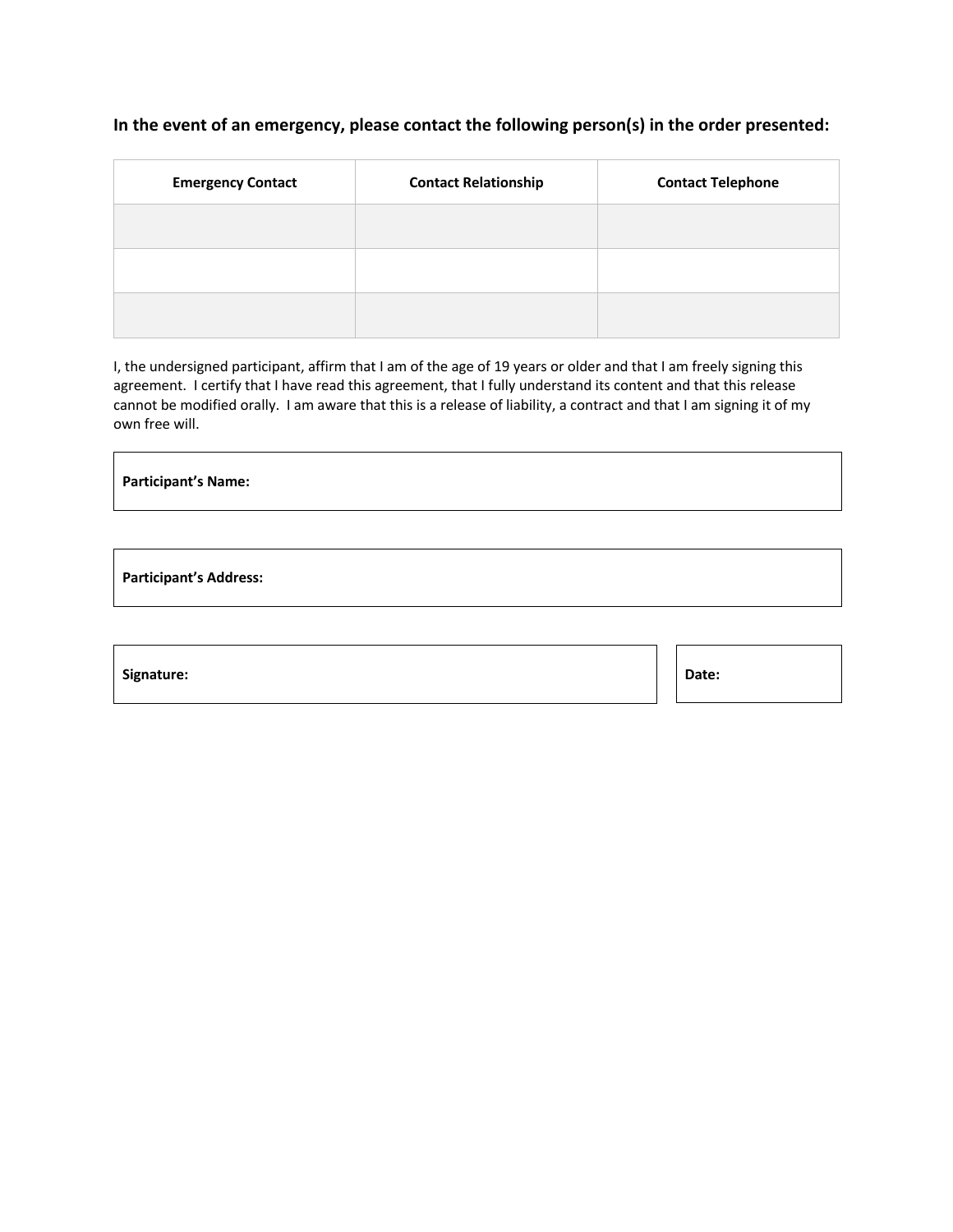**In the event of an emergency, please contact the following person(s) in the order presented:**

| Emergency Contact | Contact Relationship | Contact Telephone |
| --- | --- | --- |
| | | |
| | | |
| | | |

I, the undersigned participant, affirm that I am of the age of 19 years or older and that I am freely signing this agreement. I certify that I have read this agreement, that I fully understand its content and that this release cannot be modified orally. I am aware that this is a release of liability, a contract and that I am signing it of my own free will.

**Participant's Name:**

**Participant's Address:**

**Signature:** **Date:**